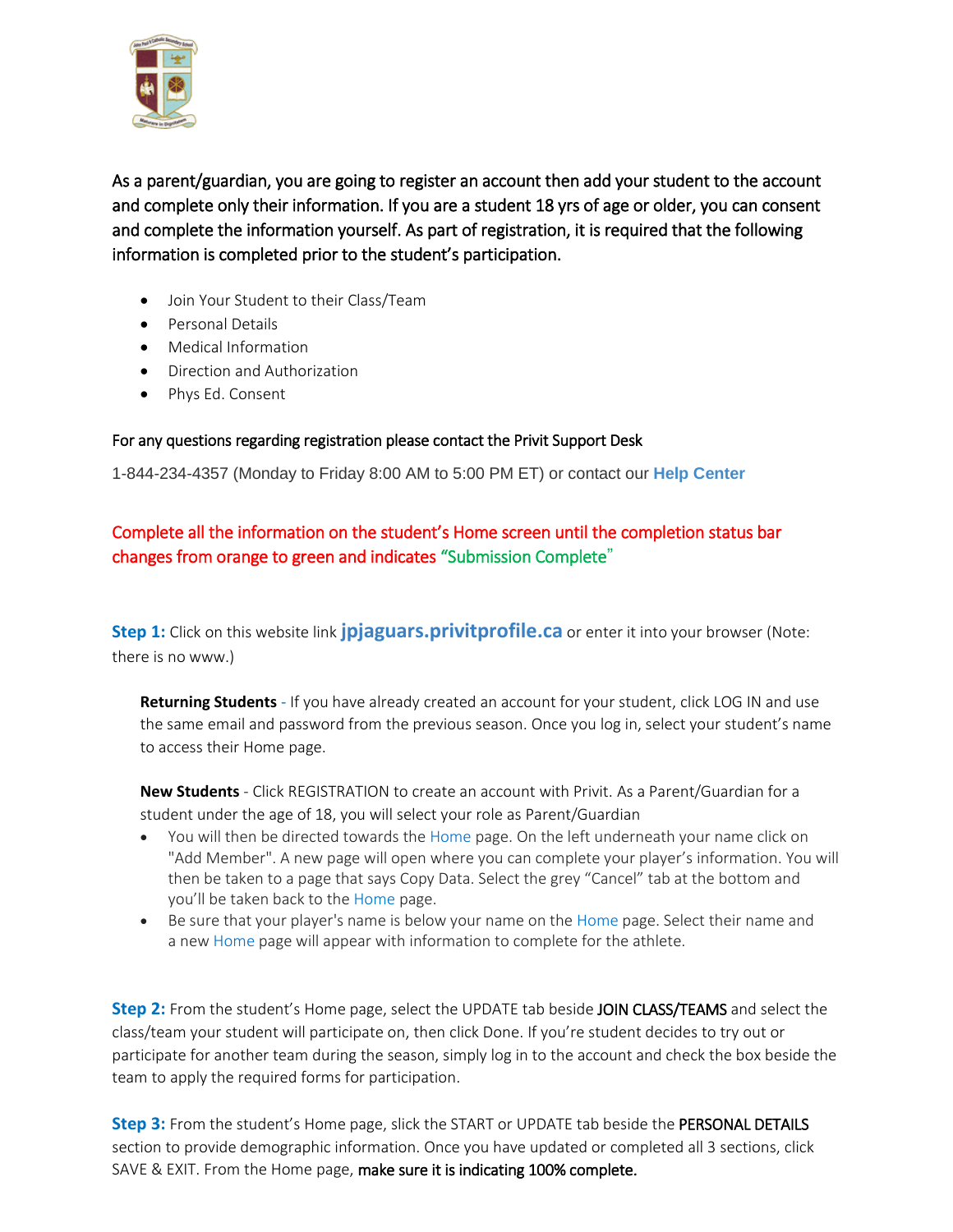As a parent/guardian, you are going to register an account then add your student to the account and complete only their information. If you are a student 18 yrs of age or older, you can consent and complete the information yourself. As part of registration, it is required that the following information is completed prior to the student's participation.

- Join Your Student to their Class/Team
- Personal Details
- Medical Information
- Direction and Authorization
- Phys Ed. Consent

For any questions regarding registration please contact the Privit Support Desk

1-844-234-4357 (Monday to Friday 8:00 AM to 5:00 PM ET) or contact our **Help Center**

Complete all the information on the student's Home screen until the completion status bar changes from orange to green and indicates "Submission Complete"

**Step 1:** Click on this website link **jpjaguars.privitprofile.ca** or enter it into your browser (Note: there is no www.)

**Returning Students** - If you have already created an account for your student, click LOG IN and use the same email and password from the previous season. Once you log in, select your student's name to access their Home page.

**New Students** - Click REGISTRATION to create an account with Privit. As a Parent/Guardian for a student under the age of 18, you will select your role as Parent/Guardian

- You will then be directed towards the Home page. On the left underneath your name click on "Add Member". A new page will open where you can complete your player's information. You will then be taken to a page that says Copy Data. Select the grey "Cancel" tab at the bottom and you'll be taken back to the Home page.
- Be sure that your player's name is below your name on the Home page. Select their name and a new Home page will appear with information to complete for the athlete.

**Step 2:** From the student's Home page, select the UPDATE tab beside JOIN CLASS/TEAMS and select the class/team your student will participate on, then click Done. If you're student decides to try out or participate for another team during the season, simply log in to the account and check the box beside the team to apply the required forms for participation.

**Step 3:** From the student's Home page, slick the START or UPDATE tab beside the PERSONAL DETAILS section to provide demographic information. Once you have updated or completed all 3 sections, click SAVE & EXIT. From the Home page, make sure it is indicating 100% complete.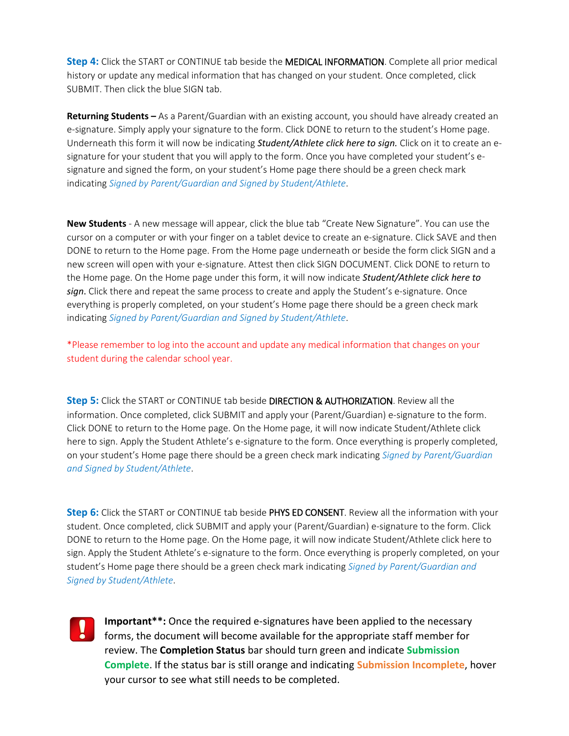**Step 4:** Click the START or CONTINUE tab beside the MEDICAL INFORMATION. Complete all prior medical history or update any medical information that has changed on your student. Once completed, click SUBMIT. Then click the blue SIGN tab.

**Returning Students –** As a Parent/Guardian with an existing account, you should have already created an e-signature. Simply apply your signature to the form. Click DONE to return to the student's Home page. Underneath this form it will now be indicating ***Student/Athlete click here to sign.*** Click on it to create an e-signature for your student that you will apply to the form. Once you have completed your student's e-signature and signed the form, on your student's Home page there should be a green check mark indicating *Signed by Parent/Guardian and Signed by Student/Athlete*.

**New Students** - A new message will appear, click the blue tab "Create New Signature". You can use the cursor on a computer or with your finger on a tablet device to create an e-signature. Click SAVE and then DONE to return to the Home page. From the Home page underneath or beside the form click SIGN and a new screen will open with your e-signature. Attest then click SIGN DOCUMENT. Click DONE to return to the Home page. On the Home page under this form, it will now indicate ***Student/Athlete click here to sign.*** Click there and repeat the same process to create and apply the Student's e-signature. Once everything is properly completed, on your student's Home page there should be a green check mark indicating *Signed by Parent/Guardian and Signed by Student/Athlete*.

*Please remember to log into the account and update any medical information that changes on your student during the calendar school year.

**Step 5:** Click the START or CONTINUE tab beside DIRECTION & AUTHORIZATION. Review all the information. Once completed, click SUBMIT and apply your (Parent/Guardian) e-signature to the form. Click DONE to return to the Home page. On the Home page, it will now indicate Student/Athlete click here to sign. Apply the Student Athlete's e-signature to the form. Once everything is properly completed, on your student's Home page there should be a green check mark indicating *Signed by Parent/Guardian and Signed by Student/Athlete*.

**Step 6:** Click the START or CONTINUE tab beside PHYS ED CONSENT. Review all the information with your student. Once completed, click SUBMIT and apply your (Parent/Guardian) e-signature to the form. Click DONE to return to the Home page. On the Home page, it will now indicate Student/Athlete click here to sign. Apply the Student Athlete's e-signature to the form. Once everything is properly completed, on your student's Home page there should be a green check mark indicating *Signed by Parent/Guardian and Signed by Student/Athlete*.

**Important**:** Once the required e-signatures have been applied to the necessary forms, the document will become available for the appropriate staff member for review. The **Completion Status** bar should turn green and indicate **Submission Complete**. If the status bar is still orange and indicating **Submission Incomplete**, hover your cursor to see what still needs to be completed.